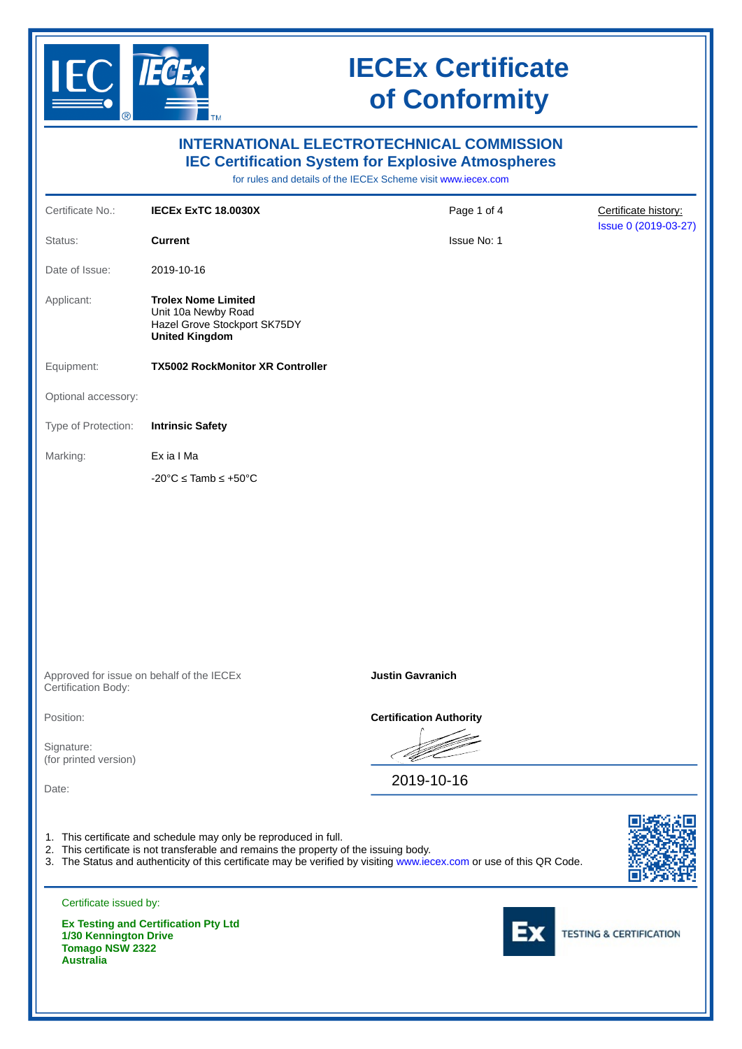# IECEx Certificate of Conformity

## INTERNATIONAL ELECTROTECHNICAL COMMISSION
## IEC Certification System for Explosive Atmospheres

for rules and details of the IECEx Scheme visit www.iecex.com

| | | | |
|---|---|---|---|
| Certificate No.: | **IECEx ExTC 18.0030X** | Page 1 of 4 | Certificate history: Issue 0 (2019-03-27) |
| Status: | **Current** | Issue No: 1 | |
| Date of Issue: | 2019-10-16 | | |
| Applicant: | **Trolex Nome Limited**<br>Unit 10a Newby Road<br>Hazel Grove Stockport SK75DY<br>**United Kingdom** | | |
| Equipment: | **TX5002 RockMonitor XR Controller** | | |
| Optional accessory: | | | |
| Type of Protection: | **Intrinsic Safety** | | |
| Marking: | Ex ia I Ma<br>-20°C ≤ Tamb ≤ +50°C | | |

| | |
|---|---|
| Approved for issue on behalf of the IECEx Certification Body: | **Justin Gavranich** |
| Position: | **Certification Authority** |
| Signature: (for printed version) | |
| Date: | 2019-10-16 |

1. This certificate and schedule may only be reproduced in full.
2. This certificate is not transferable and remains the property of the issuing body.
3. The Status and authenticity of this certificate may be verified by visiting www.iecex.com or use of this QR Code.

Certificate issued by:

**Ex Testing and Certification Pty Ltd**
**1/30 Kennington Drive**
**Tomago NSW 2322**
**Australia**

Ex TESTING & CERTIFICATION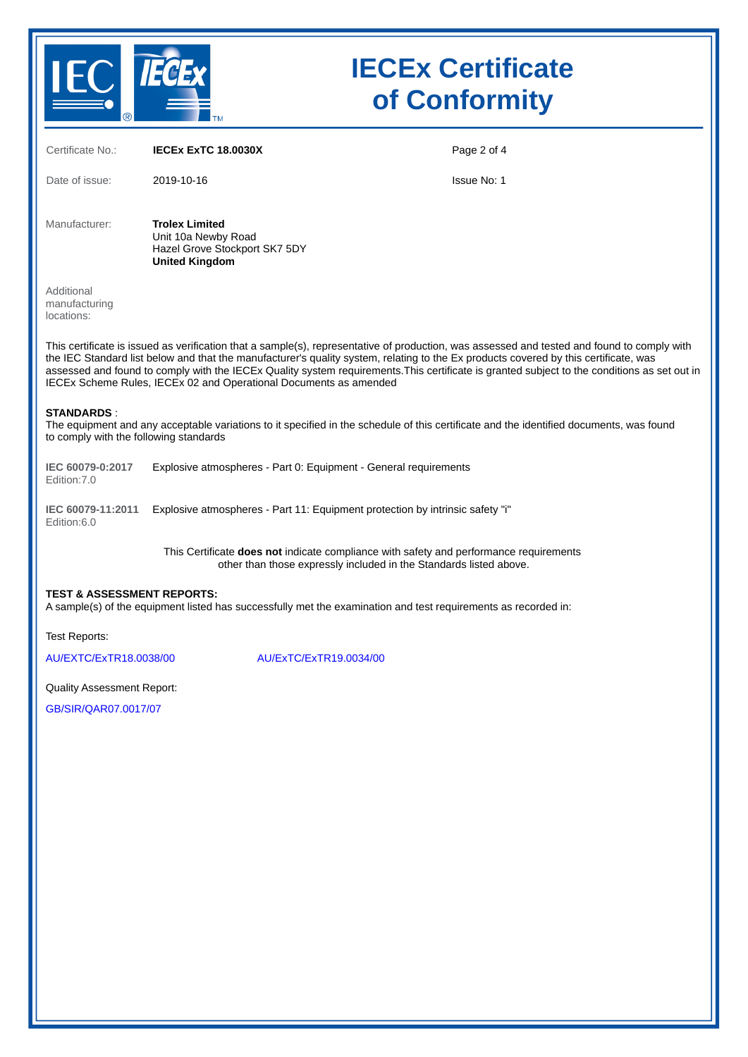# IECEx Certificate of Conformity

| | | | |
|---|---|---|---|
| Certificate No.: | **IECEx ExTC 18.0030X** | | |
| Date of issue: | 2019-10-16 | Issue No: 1 | |

Manufacturer: **Trolex Limited**
Unit 10a Newby Road
Hazel Grove Stockport SK7 5DY
**United Kingdom**

Additional manufacturing locations:

This certificate is issued as verification that a sample(s), representative of production, was assessed and tested and found to comply with the IEC Standard list below and that the manufacturer's quality system, relating to the Ex products covered by this certificate, was assessed and found to comply with the IECEx Quality system requirements.This certificate is granted subject to the conditions as set out in IECEx Scheme Rules, IECEx 02 and Operational Documents as amended

**STANDARDS** :
The equipment and any acceptable variations to it specified in the schedule of this certificate and the identified documents, was found to comply with the following standards

**IEC 60079-0:2017** Edition:7.0 — Explosive atmospheres - Part 0: Equipment - General requirements

**IEC 60079-11:2011** Edition:6.0 — Explosive atmospheres - Part 11: Equipment protection by intrinsic safety "i"

This Certificate **does not** indicate compliance with safety and performance requirements other than those expressly included in the Standards listed above.

**TEST & ASSESSMENT REPORTS:**
A sample(s) of the equipment listed has successfully met the examination and test requirements as recorded in:

Test Reports:

AU/EXTC/ExTR18.0038/00 AU/ExTC/ExTR19.0034/00

Quality Assessment Report:

GB/SIR/QAR07.0017/07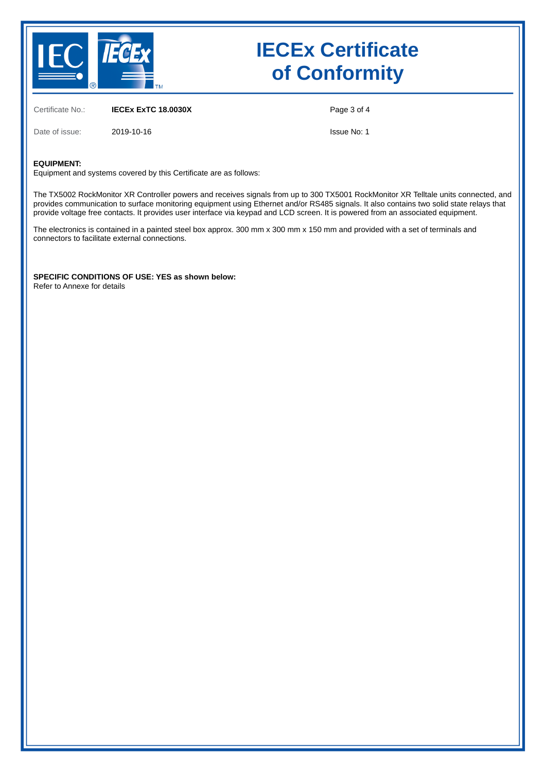# IECEx Certificate of Conformity

Certificate No.: **IECEx ExTC 18.0030X**

Date of issue: 2019-10-16

Issue No: 1

**EQUIPMENT:**
Equipment and systems covered by this Certificate are as follows:

The TX5002 RockMonitor XR Controller powers and receives signals from up to 300 TX5001 RockMonitor XR Telltale units connected, and provides communication to surface monitoring equipment using Ethernet and/or RS485 signals. It also contains two solid state relays that provide voltage free contacts. It provides user interface via keypad and LCD screen. It is powered from an associated equipment.

The electronics is contained in a painted steel box approx. 300 mm x 300 mm x 150 mm and provided with a set of terminals and connectors to facilitate external connections.

**SPECIFIC CONDITIONS OF USE: YES as shown below:**
Refer to Annexe for details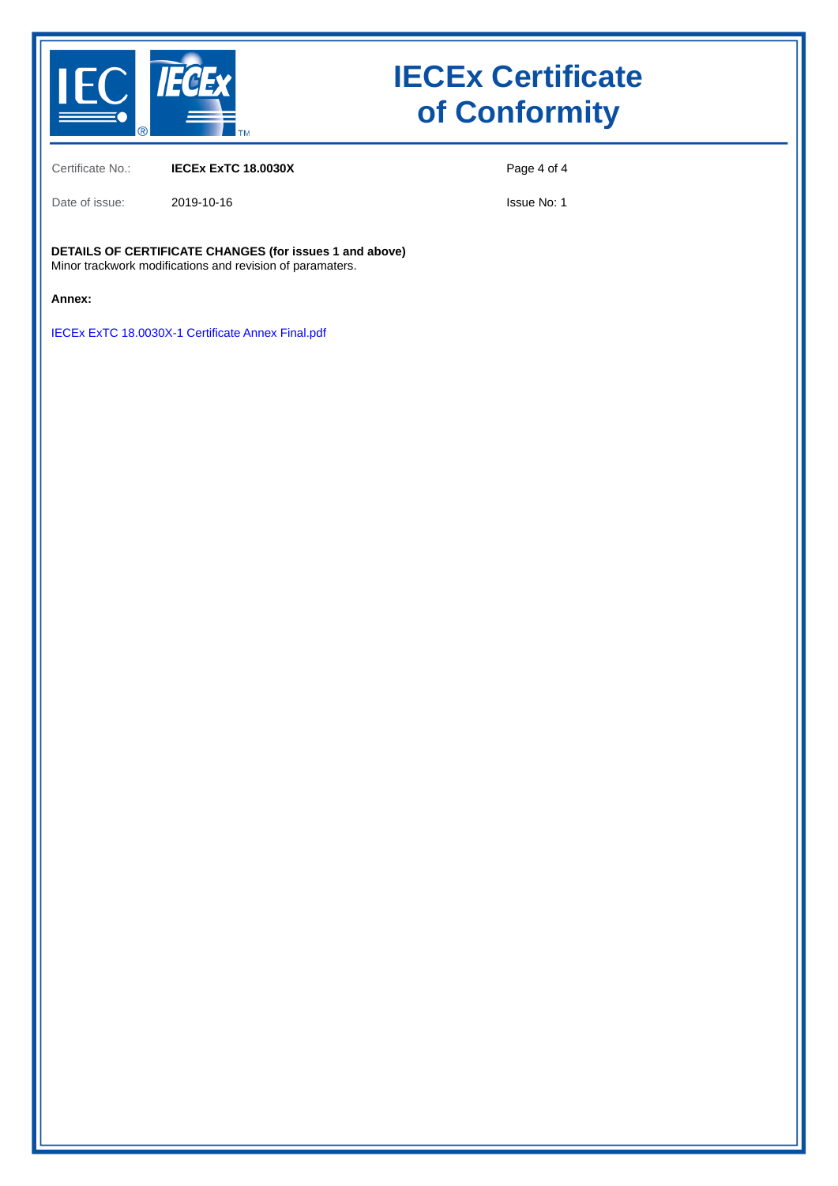# IECEx Certificate of Conformity

| | | | |
|---|---|---|---|
| Certificate No.: | **IECEx ExTC 18.0030X** | | |
| Date of issue: | 2019-10-16 | | Issue No: 1 |

**DETAILS OF CERTIFICATE CHANGES (for issues 1 and above)**
Minor trackwork modifications and revision of paramaters.

**Annex:**

IECEx ExTC 18.0030X-1 Certificate Annex Final.pdf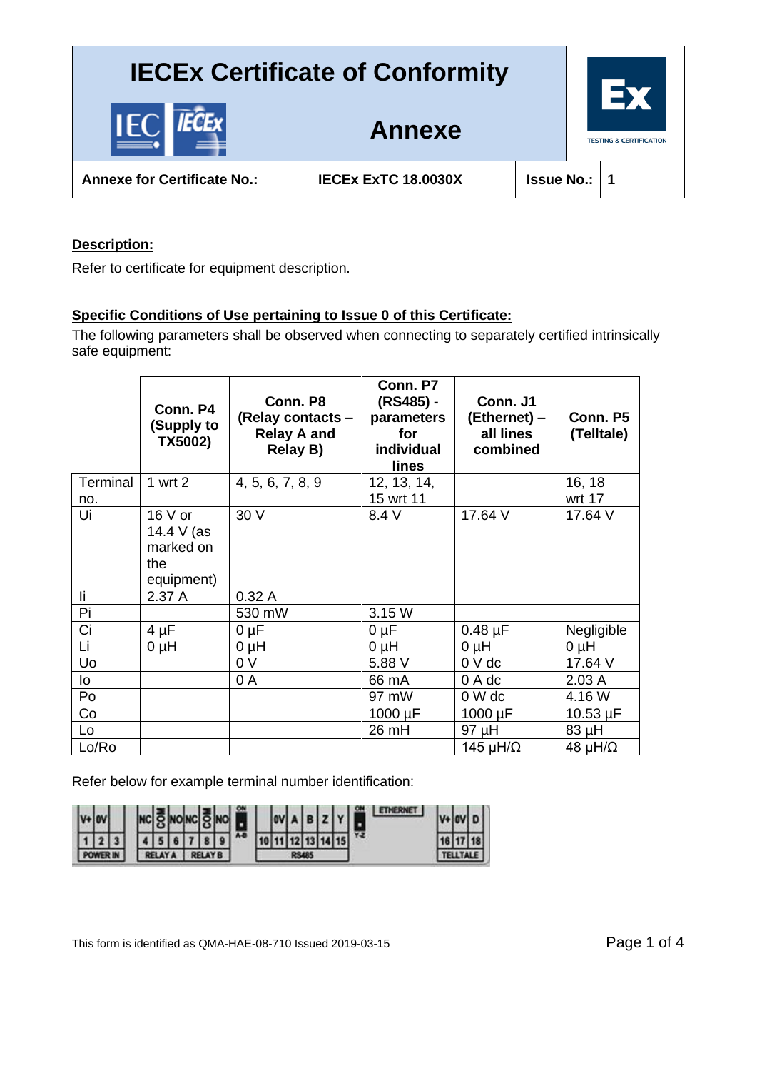# IECEx Certificate of Conformity

## Annexe

| Annexe for Certificate No.: | IECEx ExTC 18.0030X | Issue No.: | 1 |
|---|---|---|---|

**Description:**

Refer to certificate for equipment description.

**Specific Conditions of Use pertaining to Issue 0 of this Certificate:**

The following parameters shall be observed when connecting to separately certified intrinsically safe equipment:

| | Conn. P4 (Supply to TX5002) | Conn. P8 (Relay contacts – Relay A and Relay B) | Conn. P7 (RS485) - parameters for individual lines | Conn. J1 (Ethernet) – all lines combined | Conn. P5 (Telltale) |
|---|---|---|---|---|---|
| Terminal no. | 1 wrt 2 | 4, 5, 6, 7, 8, 9 | 12, 13, 14, 15 wrt 11 | | 16, 18 wrt 17 |
| Ui | 16 V or 14.4 V (as marked on the equipment) | 30 V | 8.4 V | 17.64 V | 17.64 V |
| Ii | 2.37 A | 0.32 A | | | |
| Pi | | 530 mW | 3.15 W | | |
| Ci | 4 µF | 0 µF | 0 µF | 0.48 µF | Negligible |
| Li | 0 µH | 0 µH | 0 µH | 0 µH | 0 µH |
| Uo | | 0 V | 5.88 V | 0 V dc | 17.64 V |
| Io | | 0 A | 66 mA | 0 A dc | 2.03 A |
| Po | | | 97 mW | 0 W dc | 4.16 W |
| Co | | | 1000 µF | 1000 µF | 10.53 µF |
| Lo | | | 26 mH | 97 µH | 83 µH |
| Lo/Ro | | | | 145 µH/Ω | 48 µH/Ω |

Refer below for example terminal number identification:

| V+ | 0V | | NC | COM | NO | NC | COM | NO | 0V | A | B | Z | Y | ETHERNET | V+ | 0V | D |
|---|---|---|---|---|---|---|---|---|---|---|---|---|---|---|---|---|---|
| 1 | 2 | 3 | 4 | 5 | 6 | 7 | 8 | 9 | 10 | 11 | 12 | 13 | 14 | 15 | 16 | 17 | 18 |

POWER IN | RELAY A | RELAY B | RS485 | TELLTALE

This form is identified as QMA-HAE-08-710 Issued 2019-03-15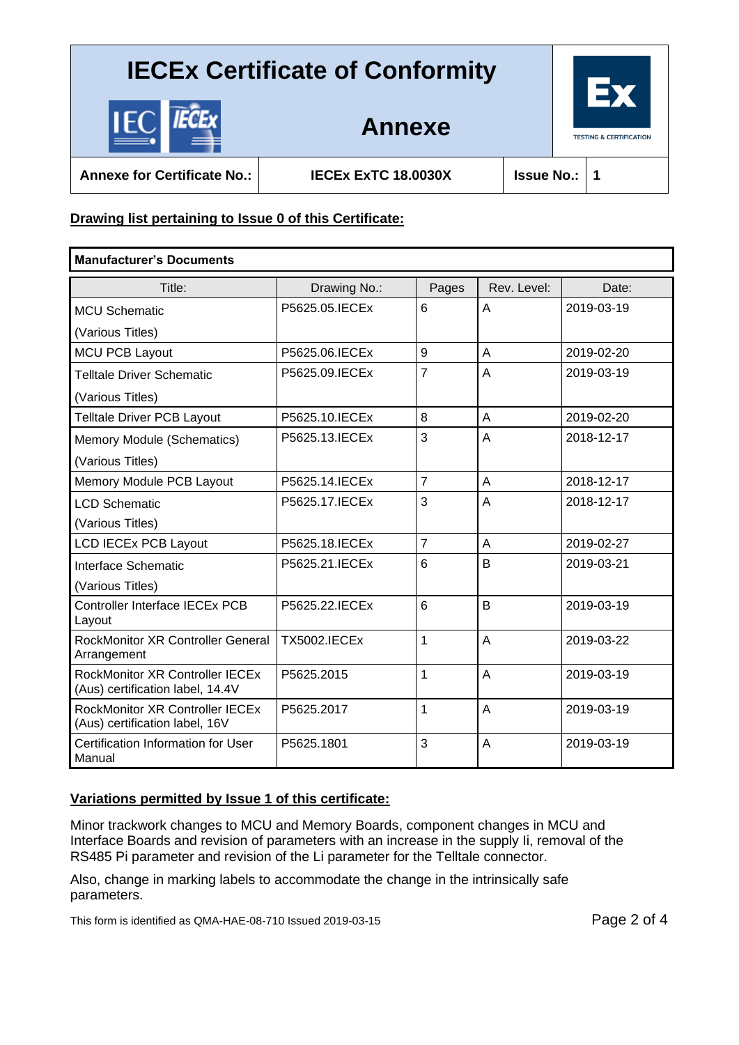# IECEx Certificate of Conformity

## Annexe

| Annexe for Certificate No.: | IECEx ExTC 18.0030X | Issue No.: | 1 |
|---|---|---|---|

**Drawing list pertaining to Issue 0 of this Certificate:**

**Manufacturer's Documents**

| Title: | Drawing No.: | Pages | Rev. Level: | Date: |
|---|---|---|---|---|
| MCU Schematic (Various Titles) | P5625.05.IECEx | 6 | A | 2019-03-19 |
| MCU PCB Layout | P5625.06.IECEx | 9 | A | 2019-02-20 |
| Telltale Driver Schematic (Various Titles) | P5625.09.IECEx | 7 | A | 2019-03-19 |
| Telltale Driver PCB Layout | P5625.10.IECEx | 8 | A | 2019-02-20 |
| Memory Module (Schematics) (Various Titles) | P5625.13.IECEx | 3 | A | 2018-12-17 |
| Memory Module PCB Layout | P5625.14.IECEx | 7 | A | 2018-12-17 |
| LCD Schematic (Various Titles) | P5625.17.IECEx | 3 | A | 2018-12-17 |
| LCD IECEx PCB Layout | P5625.18.IECEx | 7 | A | 2019-02-27 |
| Interface Schematic (Various Titles) | P5625.21.IECEx | 6 | B | 2019-03-21 |
| Controller Interface IECEx PCB Layout | P5625.22.IECEx | 6 | B | 2019-03-19 |
| RockMonitor XR Controller General Arrangement | TX5002.IECEx | 1 | A | 2019-03-22 |
| RockMonitor XR Controller IECEx (Aus) certification label, 14.4V | P5625.2015 | 1 | A | 2019-03-19 |
| RockMonitor XR Controller IECEx (Aus) certification label, 16V | P5625.2017 | 1 | A | 2019-03-19 |
| Certification Information for User Manual | P5625.1801 | 3 | A | 2019-03-19 |

**Variations permitted by Issue 1 of this certificate:**

Minor trackwork changes to MCU and Memory Boards, component changes in MCU and Interface Boards and revision of parameters with an increase in the supply Ii, removal of the RS485 Pi parameter and revision of the Li parameter for the Telltale connector.

Also, change in marking labels to accommodate the change in the intrinsically safe parameters.

This form is identified as QMA-HAE-08-710 Issued 2019-03-15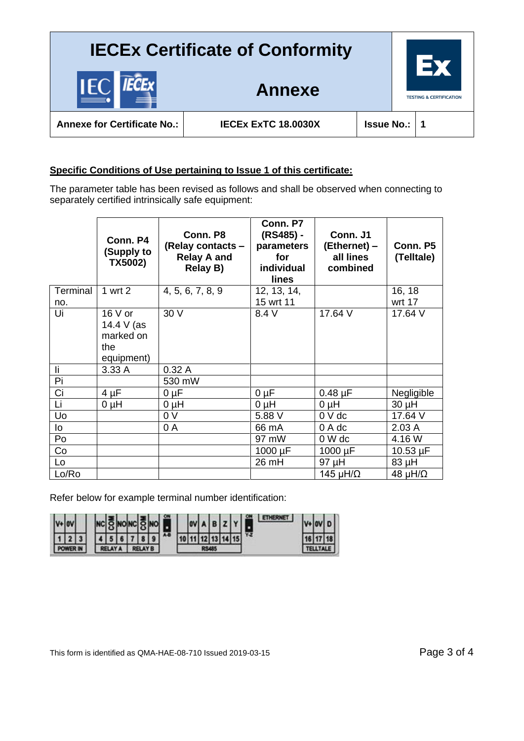# IECEx Certificate of Conformity

## Annexe

| Annexe for Certificate No.: | IECEx ExTC 18.0030X | Issue No.: | 1 |
|---|---|---|---|

**Specific Conditions of Use pertaining to Issue 1 of this certificate:**

The parameter table has been revised as follows and shall be observed when connecting to separately certified intrinsically safe equipment:

| | **Conn. P4 (Supply to TX5002)** | **Conn. P8 (Relay contacts – Relay A and Relay B)** | **Conn. P7 (RS485) - parameters for individual lines** | **Conn. J1 (Ethernet) – all lines combined** | **Conn. P5 (Telltale)** |
|---|---|---|---|---|---|
| Terminal no. | 1 wrt 2 | 4, 5, 6, 7, 8, 9 | 12, 13, 14, 15 wrt 11 | | 16, 18 wrt 17 |
| Ui | 16 V or 14.4 V (as marked on the equipment) | 30 V | 8.4 V | 17.64 V | 17.64 V |
| Ii | 3.33 A | 0.32 A | | | |
| Pi | | 530 mW | | | |
| Ci | 4 µF | 0 µF | 0 µF | 0.48 µF | Negligible |
| Li | 0 µH | 0 µH | 0 µH | 0 µH | 30 µH |
| Uo | | 0 V | 5.88 V | 0 V dc | 17.64 V |
| Io | | 0 A | 66 mA | 0 A dc | 2.03 A |
| Po | | | 97 mW | 0 W dc | 4.16 W |
| Co | | | 1000 µF | 1000 µF | 10.53 µF |
| Lo | | | 26 mH | 97 µH | 83 µH |
| Lo/Ro | | | | 145 µH/Ω | 48 µH/Ω |

Refer below for example terminal number identification:

| POWER IN | | | RELAY A | | | RELAY B | | | RS485 | | | | | | TELLTALE | | |
|---|---|---|---|---|---|---|---|---|---|---|---|---|---|---|---|---|---|
| V+ | 0V | | NC | COM | NO | NC | COM | NO | 0V | A | B | Z | Y | | V+ | 0V | D |
| 1 | 2 | 3 | 4 | 5 | 6 | 7 | 8 | 9 | 10 | 11 | 12 | 13 | 14 | 15 | 16 | 17 | 18 |

ETHERNET

This form is identified as QMA-HAE-08-710 Issued 2019-03-15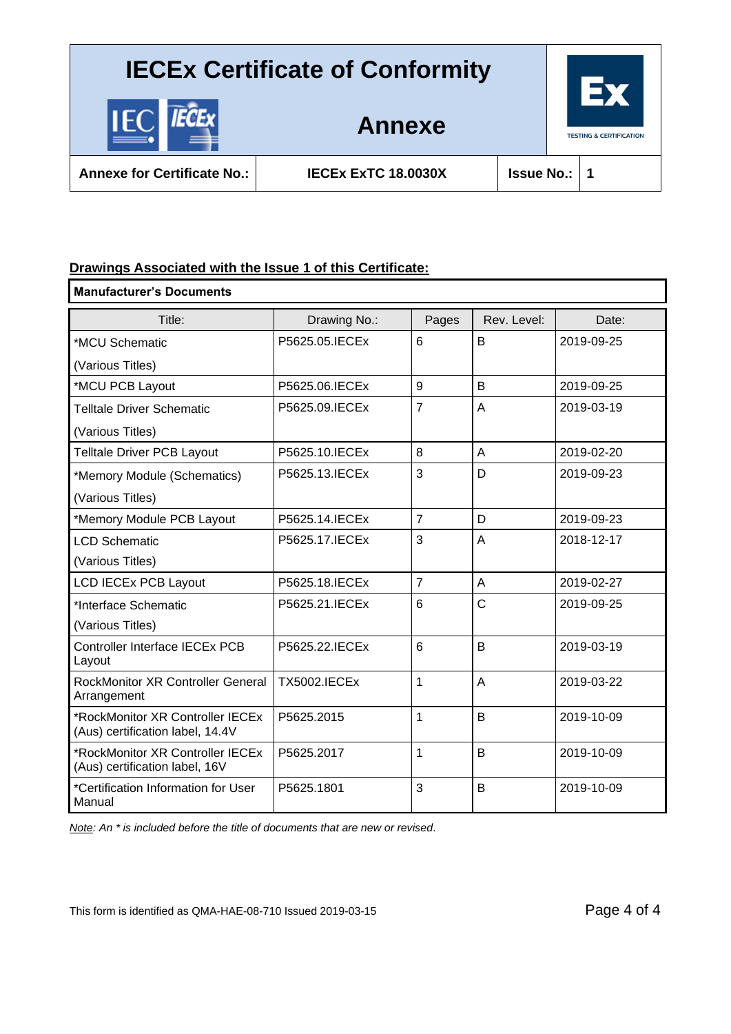# IECEx Certificate of Conformity

## Annexe

| Annexe for Certificate No.: | IECEx ExTC 18.0030X | Issue No.: | 1 |
|---|---|---|---|

**Drawings Associated with the Issue 1 of this Certificate:**

**Manufacturer's Documents**

| Title: | Drawing No.: | Pages | Rev. Level: | Date: |
|---|---|---|---|---|
| *MCU Schematic (Various Titles) | P5625.05.IECEx | 6 | B | 2019-09-25 |
| *MCU PCB Layout | P5625.06.IECEx | 9 | B | 2019-09-25 |
| Telltale Driver Schematic (Various Titles) | P5625.09.IECEx | 7 | A | 2019-03-19 |
| Telltale Driver PCB Layout | P5625.10.IECEx | 8 | A | 2019-02-20 |
| *Memory Module (Schematics) (Various Titles) | P5625.13.IECEx | 3 | D | 2019-09-23 |
| *Memory Module PCB Layout | P5625.14.IECEx | 7 | D | 2019-09-23 |
| LCD Schematic (Various Titles) | P5625.17.IECEx | 3 | A | 2018-12-17 |
| LCD IECEx PCB Layout | P5625.18.IECEx | 7 | A | 2019-02-27 |
| *Interface Schematic (Various Titles) | P5625.21.IECEx | 6 | C | 2019-09-25 |
| Controller Interface IECEx PCB Layout | P5625.22.IECEx | 6 | B | 2019-03-19 |
| RockMonitor XR Controller General Arrangement | TX5002.IECEx | 1 | A | 2019-03-22 |
| *RockMonitor XR Controller IECEx (Aus) certification label, 14.4V | P5625.2015 | 1 | B | 2019-10-09 |
| *RockMonitor XR Controller IECEx (Aus) certification label, 16V | P5625.2017 | 1 | B | 2019-10-09 |
| *Certification Information for User Manual | P5625.1801 | 3 | B | 2019-10-09 |

*Note: An * is included before the title of documents that are new or revised.*

This form is identified as QMA-HAE-08-710 Issued 2019-03-15